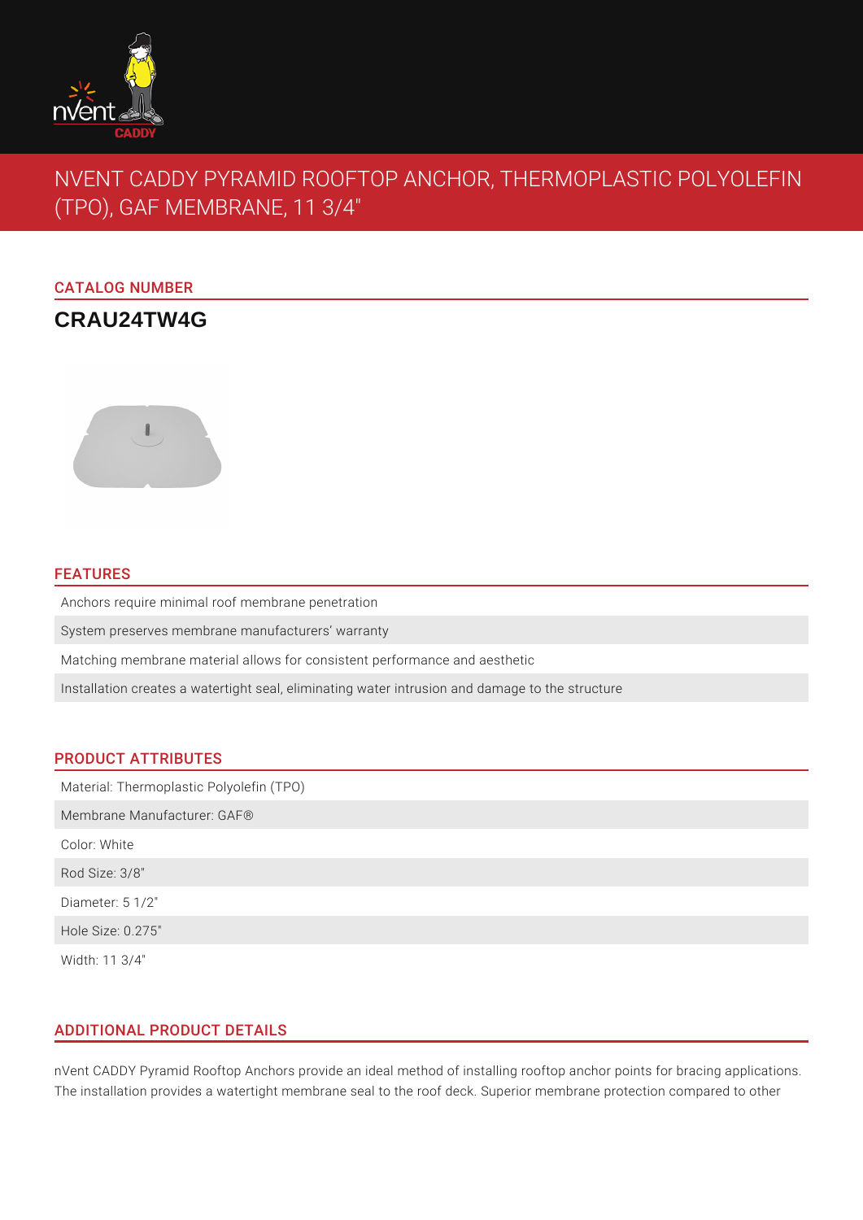# NVENT CADDY PYRAMID ROOFTOP ANCHOR, THERMOPLASTIC POLYOLEFIN (TPO), GAF MEMBRANE, 11 3/4"

## CATALOG NUMBER

**CRAU24TW4G**

## FEATURES

- Anchors require minimal roof membrane penetration
- System preserves membrane manufacturers' warranty
- Matching membrane material allows for consistent performance and aesthetic
- Installation creates a watertight seal, eliminating water intrusion and damage to the structure

## PRODUCT ATTRIBUTES

- Material: Thermoplastic Polyolefin (TPO)
- Membrane Manufacturer: GAF®
- Color: White
- Rod Size: 3/8"
- Diameter: 5 1/2"
- Hole Size: 0.275"
- Width: 11 3/4"

## ADDITIONAL PRODUCT DETAILS

nVent CADDY Pyramid Rooftop Anchors provide an ideal method of installing rooftop anchor points for bracing applications. The installation provides a watertight membrane seal to the roof deck. Superior membrane protection compared to other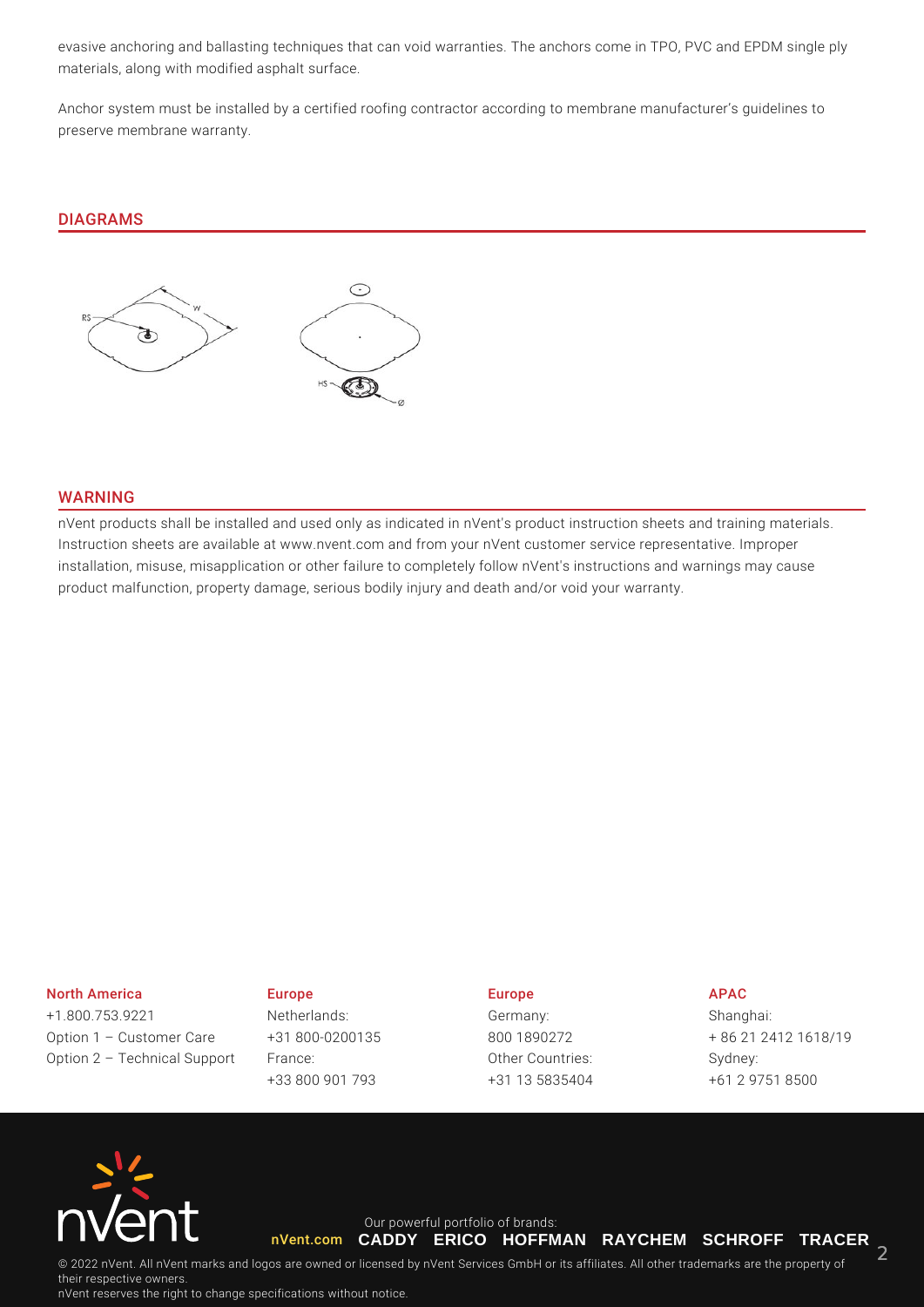evasive anchoring and ballasting techniques that can void warranties. The anchors come in TPO, PVC and EPDM single ply materials, along with modified asphalt surface.

Anchor system must be installed by a certified roofing contractor according to membrane manufacturer's guidelines to preserve membrane warranty.

## DIAGRAMS

RS

W

HS

Ø

## WARNING

nVent products shall be installed and used only as indicated in nVent's product instruction sheets and training materials. Instruction sheets are available at www.nvent.com and from your nVent customer service representative. Improper installation, misuse, misapplication or other failure to completely follow nVent's instructions and warnings may cause product malfunction, property damage, serious bodily injury and death and/or void your warranty.

**North America**
+1.800.753.9221
Option 1 – Customer Care
Option 2 – Technical Support

**Europe**
Netherlands:
+31 800-0200135
France:
+33 800 901 793

**Europe**
Germany:
800 1890272
Other Countries:
+31 13 5835404

**APAC**
Shanghai:
+ 86 21 2412 1618/19
Sydney:
+61 2 9751 8500

nVent

Our powerful portfolio of brands:
nVent.com CADDY ERICO HOFFMAN RAYCHEM SCHROFF TRACER

© 2022 nVent. All nVent marks and logos are owned or licensed by nVent Services GmbH or its affiliates. All other trademarks are the property of their respective owners.
nVent reserves the right to change specifications without notice.